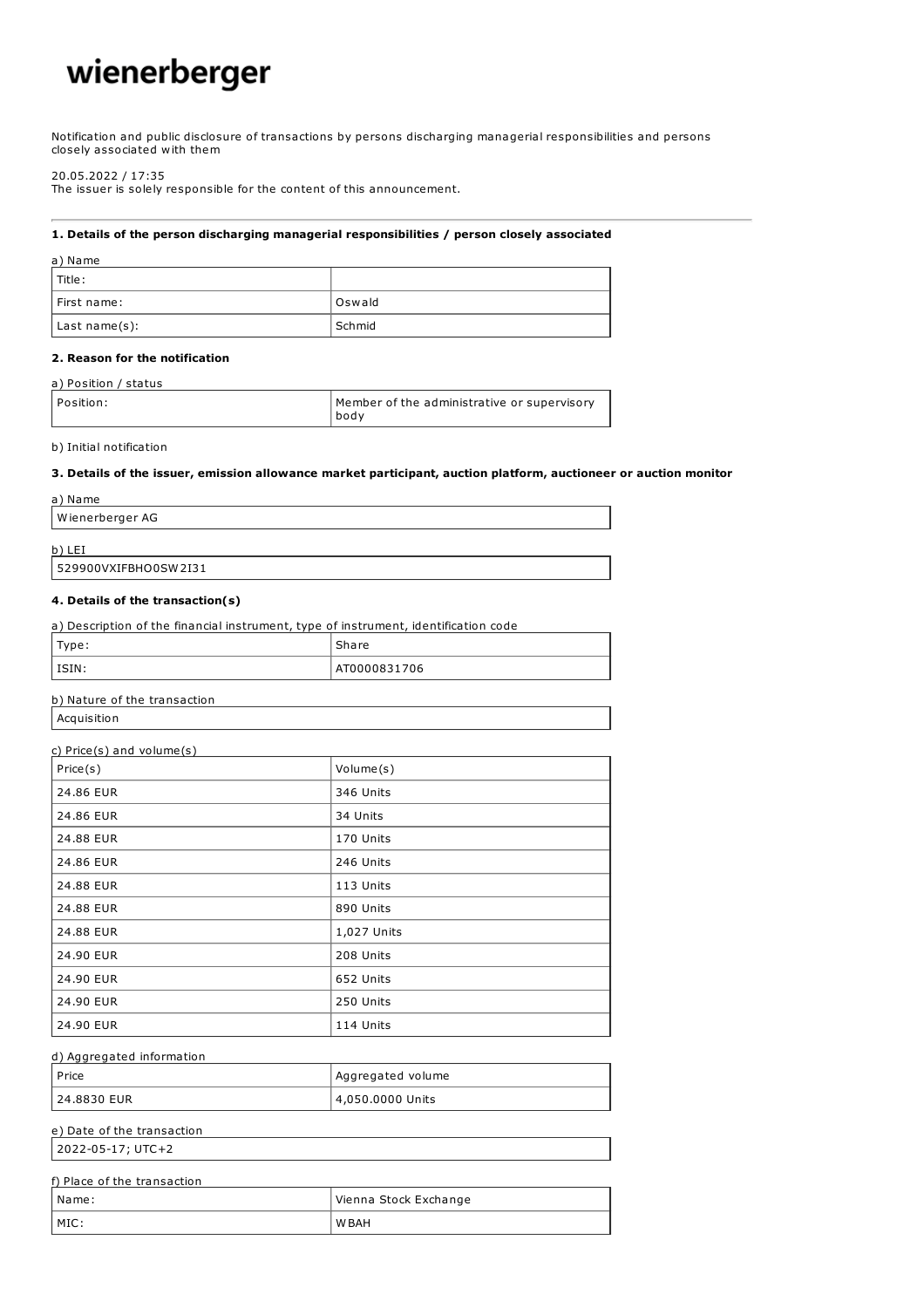# wienerberger

Notification and public disclosure of transactions by persons discharging managerial responsibilities and persons closely associated with them

20.05.2022 / 17:35
The issuer is solely responsible for the content of this announcement.

---

**1. Details of the person discharging managerial responsibilities / person closely associated**

a) Name

| Title: | |
|---|---|
| First name: | Oswald |
| Last name(s): | Schmid |

**2. Reason for the notification**

a) Position / status

| Position: | Member of the administrative or supervisory body |
|---|---|

b) Initial notification

**3. Details of the issuer, emission allowance market participant, auction platform, auctioneer or auction monitor**

a) Name

| Wienerberger AG |
|---|

b) LEI

| 529900VXIFBHO0SW2I31 |
|---|

**4. Details of the transaction(s)**

a) Description of the financial instrument, type of instrument, identification code

| Type: | Share |
|---|---|
| ISIN: | AT0000831706 |

b) Nature of the transaction

| Acquisition |
|---|

c) Price(s) and volume(s)

| Price(s) | Volume(s) |
|---|---|
| 24.86 EUR | 346 Units |
| 24.86 EUR | 34 Units |
| 24.88 EUR | 170 Units |
| 24.86 EUR | 246 Units |
| 24.88 EUR | 113 Units |
| 24.88 EUR | 890 Units |
| 24.88 EUR | 1,027 Units |
| 24.90 EUR | 208 Units |
| 24.90 EUR | 652 Units |
| 24.90 EUR | 250 Units |
| 24.90 EUR | 114 Units |

d) Aggregated information

| Price | Aggregated volume |
|---|---|
| 24.8830 EUR | 4,050.0000 Units |

e) Date of the transaction

| 2022-05-17; UTC+2 |
|---|

f) Place of the transaction

| Name: | Vienna Stock Exchange |
|---|---|
| MIC: | WBAH |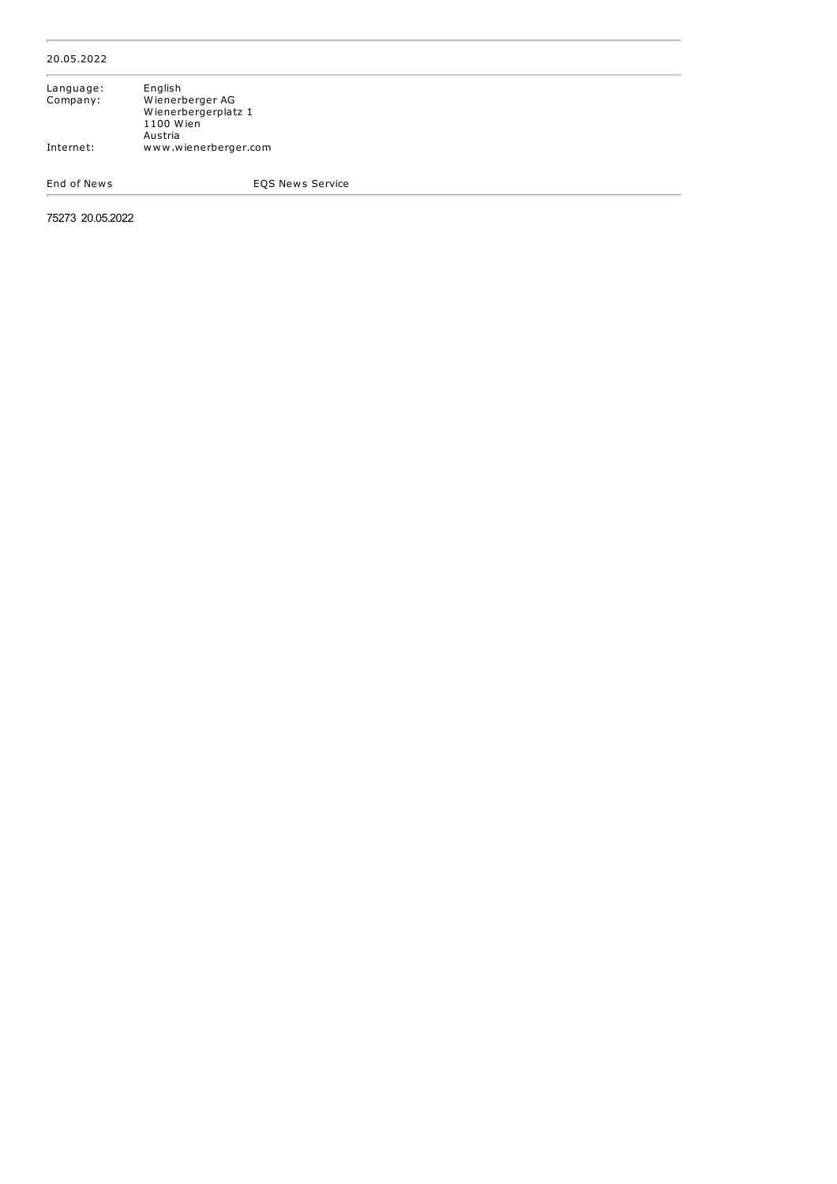20.05.2022

| | |
|---|---|
| Language: | English |
| Company: | Wienerberger AG<br>Wienerbergerplatz 1<br>1100 Wien<br>Austria |
| Internet: | www.wienerberger.com |

End of News EQS News Service

75273 20.05.2022